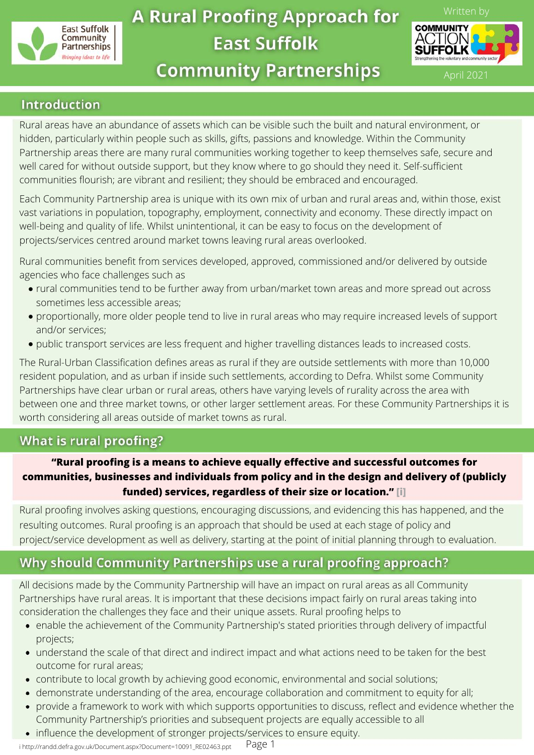# A Rural Proofing Approach for East Suffolk Community Partnerships

Written by Community Action Suffolk

April 2021

## Introduction

Rural areas have an abundance of assets which can be visible such the built and natural environment, or hidden, particularly within people such as skills, gifts, passions and knowledge. Within the Community Partnership areas there are many rural communities working together to keep themselves safe, secure and well cared for without outside support, but they know where to go should they need it. Self-sufficient communities flourish; are vibrant and resilient; they should be embraced and encouraged.

Each Community Partnership area is unique with its own mix of urban and rural areas and, within those, exist vast variations in population, topography, employment, connectivity and economy. These directly impact on well-being and quality of life. Whilst unintentional, it can be easy to focus on the development of projects/services centred around market towns leaving rural areas overlooked.

Rural communities benefit from services developed, approved, commissioned and/or delivered by outside agencies who face challenges such as

- rural communities tend to be further away from urban/market town areas and more spread out across sometimes less accessible areas;
- proportionally, more older people tend to live in rural areas who may require increased levels of support and/or services;
- public transport services are less frequent and higher travelling distances leads to increased costs.

The Rural-Urban Classification defines areas as rural if they are outside settlements with more than 10,000 resident population, and as urban if inside such settlements, according to Defra. Whilst some Community Partnerships have clear urban or rural areas, others have varying levels of rurality across the area with between one and three market towns, or other larger settlement areas. For these Community Partnerships it is worth considering all areas outside of market towns as rural.

## What is rural proofing?

**"Rural proofing is a means to achieve equally effective and successful outcomes for communities, businesses and individuals from policy and in the design and delivery of (publicly funded) services, regardless of their size or location."** [i]

Rural proofing involves asking questions, encouraging discussions, and evidencing this has happened, and the resulting outcomes. Rural proofing is an approach that should be used at each stage of policy and project/service development as well as delivery, starting at the point of initial planning through to evaluation.

## Why should Community Partnerships use a rural proofing approach?

All decisions made by the Community Partnership will have an impact on rural areas as all Community Partnerships have rural areas. It is important that these decisions impact fairly on rural areas taking into consideration the challenges they face and their unique assets. Rural proofing helps to

- enable the achievement of the Community Partnership's stated priorities through delivery of impactful projects;
- understand the scale of that direct and indirect impact and what actions need to be taken for the best outcome for rural areas;
- contribute to local growth by achieving good economic, environmental and social solutions;
- demonstrate understanding of the area, encourage collaboration and commitment to equity for all;
- provide a framework to work with which supports opportunities to discuss, reflect and evidence whether the Community Partnership's priorities and subsequent projects are equally accessible to all
- influence the development of stronger projects/services to ensure equity.

i http://randd.defra.gov.uk/Document.aspx?Document=10091_RE02463.ppt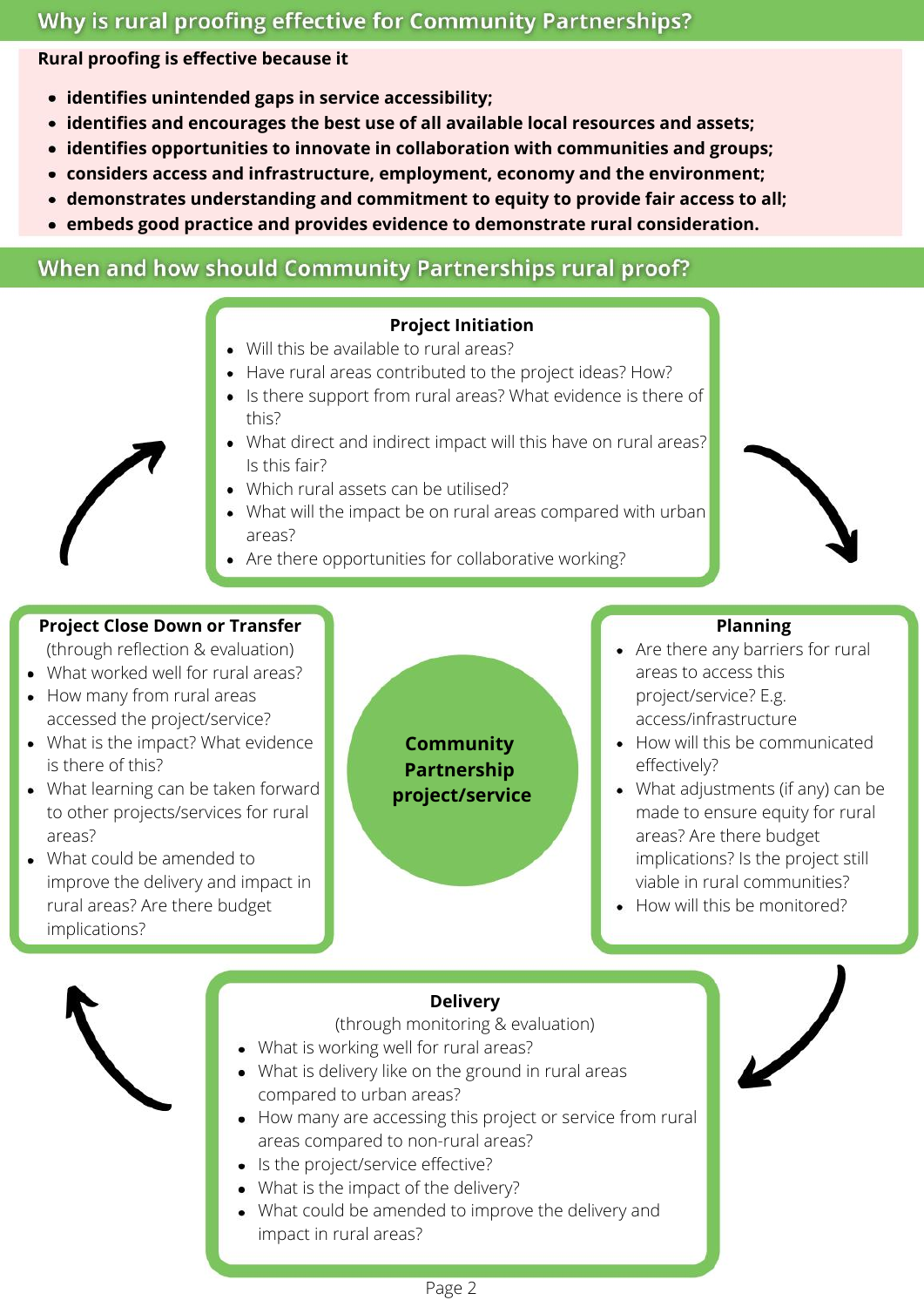## Why is rural proofing effective for Community Partnerships?

**Rural proofing is effective because it**

- **identifies unintended gaps in service accessibility;**
- **identifies and encourages the best use of all available local resources and assets;**
- **identifies opportunities to innovate in collaboration with communities and groups;**
- **considers access and infrastructure, employment, economy and the environment;**
- **demonstrates understanding and commitment to equity to provide fair access to all;**
- **embeds good practice and provides evidence to demonstrate rural consideration.**

## When and how should Community Partnerships rural proof?

**Community Partnership project/service**

### Project Initiation

- Will this be available to rural areas?
- Have rural areas contributed to the project ideas? How?
- Is there support from rural areas? What evidence is there of this?
- What direct and indirect impact will this have on rural areas? Is this fair?
- Which rural assets can be utilised?
- What will the impact be on rural areas compared with urban areas?
- Are there opportunities for collaborative working?

### Planning

- Are there any barriers for rural areas to access this project/service? E.g. access/infrastructure
- How will this be communicated effectively?
- What adjustments (if any) can be made to ensure equity for rural areas? Are there budget implications? Is the project still viable in rural communities?
- How will this be monitored?

### Delivery

(through monitoring & evaluation)

- What is working well for rural areas?
- What is delivery like on the ground in rural areas compared to urban areas?
- How many are accessing this project or service from rural areas compared to non-rural areas?
- Is the project/service effective?
- What is the impact of the delivery?
- What could be amended to improve the delivery and impact in rural areas?

### Project Close Down or Transfer

(through reflection & evaluation)

- What worked well for rural areas?
- How many from rural areas accessed the project/service?
- What is the impact? What evidence is there of this?
- What learning can be taken forward to other projects/services for rural areas?
- What could be amended to improve the delivery and impact in rural areas? Are there budget implications?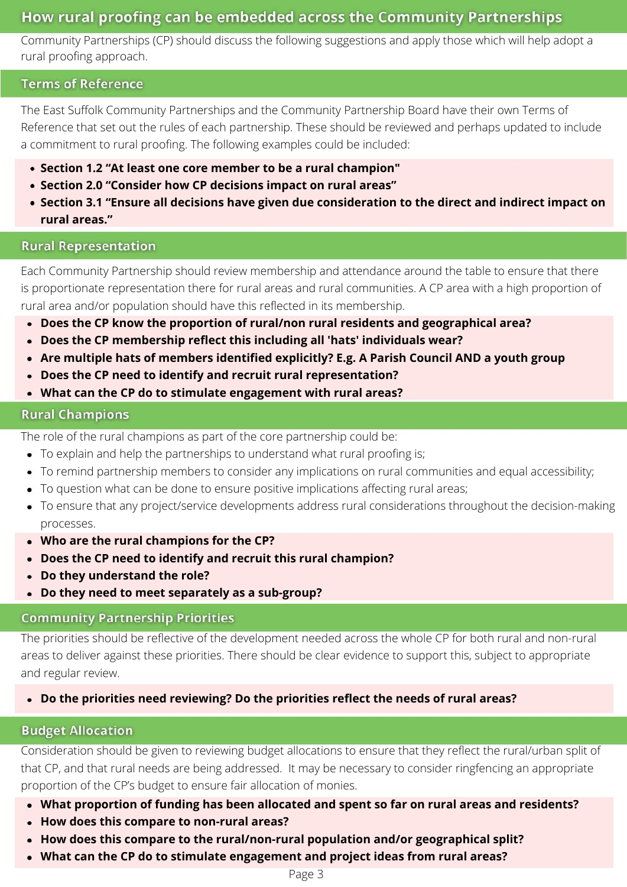## How rural proofing can be embedded across the Community Partnerships

Community Partnerships (CP) should discuss the following suggestions and apply those which will help adopt a rural proofing approach.

### Terms of Reference

The East Suffolk Community Partnerships and the Community Partnership Board have their own Terms of Reference that set out the rules of each partnership. These should be reviewed and perhaps updated to include a commitment to rural proofing. The following examples could be included:

- **Section 1.2 "At least one core member to be a rural champion"**
- **Section 2.0 "Consider how CP decisions impact on rural areas"**
- **Section 3.1 "Ensure all decisions have given due consideration to the direct and indirect impact on rural areas."**

### Rural Representation

Each Community Partnership should review membership and attendance around the table to ensure that there is proportionate representation there for rural areas and rural communities. A CP area with a high proportion of rural area and/or population should have this reflected in its membership.

- **Does the CP know the proportion of rural/non rural residents and geographical area?**
- **Does the CP membership reflect this including all 'hats' individuals wear?**
- **Are multiple hats of members identified explicitly? E.g. A Parish Council AND a youth group**
- **Does the CP need to identify and recruit rural representation?**
- **What can the CP do to stimulate engagement with rural areas?**

### Rural Champions

The role of the rural champions as part of the core partnership could be:

- To explain and help the partnerships to understand what rural proofing is;
- To remind partnership members to consider any implications on rural communities and equal accessibility;
- To question what can be done to ensure positive implications affecting rural areas;
- To ensure that any project/service developments address rural considerations throughout the decision-making processes.

- **Who are the rural champions for the CP?**
- **Does the CP need to identify and recruit this rural champion?**
- **Do they understand the role?**
- **Do they need to meet separately as a sub-group?**

### Community Partnership Priorities

The priorities should be reflective of the development needed across the whole CP for both rural and non-rural areas to deliver against these priorities. There should be clear evidence to support this, subject to appropriate and regular review.

- **Do the priorities need reviewing? Do the priorities reflect the needs of rural areas?**

### Budget Allocation

Consideration should be given to reviewing budget allocations to ensure that they reflect the rural/urban split of that CP, and that rural needs are being addressed. It may be necessary to consider ringfencing an appropriate proportion of the CP's budget to ensure fair allocation of monies.

- **What proportion of funding has been allocated and spent so far on rural areas and residents?**
- **How does this compare to non-rural areas?**
- **How does this compare to the rural/non-rural population and/or geographical split?**
- **What can the CP do to stimulate engagement and project ideas from rural areas?**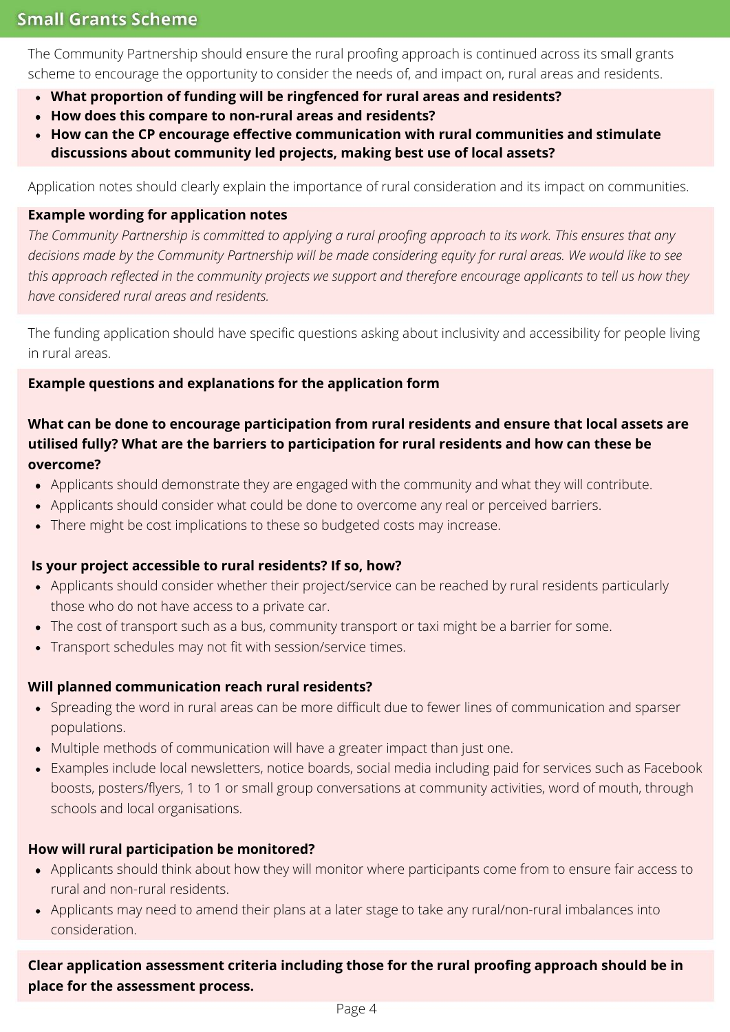## Small Grants Scheme

The Community Partnership should ensure the rural proofing approach is continued across its small grants scheme to encourage the opportunity to consider the needs of, and impact on, rural areas and residents.

- **What proportion of funding will be ringfenced for rural areas and residents?**
- **How does this compare to non-rural areas and residents?**
- **How can the CP encourage effective communication with rural communities and stimulate discussions about community led projects, making best use of local assets?**

Application notes should clearly explain the importance of rural consideration and its impact on communities.

**Example wording for application notes**

*The Community Partnership is committed to applying a rural proofing approach to its work. This ensures that any decisions made by the Community Partnership will be made considering equity for rural areas. We would like to see this approach reflected in the community projects we support and therefore encourage applicants to tell us how they have considered rural areas and residents.*

The funding application should have specific questions asking about inclusivity and accessibility for people living in rural areas.

**Example questions and explanations for the application form**

**What can be done to encourage participation from rural residents and ensure that local assets are utilised fully? What are the barriers to participation for rural residents and how can these be overcome?**

- Applicants should demonstrate they are engaged with the community and what they will contribute.
- Applicants should consider what could be done to overcome any real or perceived barriers.
- There might be cost implications to these so budgeted costs may increase.

**Is your project accessible to rural residents? If so, how?**

- Applicants should consider whether their project/service can be reached by rural residents particularly those who do not have access to a private car.
- The cost of transport such as a bus, community transport or taxi might be a barrier for some.
- Transport schedules may not fit with session/service times.

**Will planned communication reach rural residents?**

- Spreading the word in rural areas can be more difficult due to fewer lines of communication and sparser populations.
- Multiple methods of communication will have a greater impact than just one.
- Examples include local newsletters, notice boards, social media including paid for services such as Facebook boosts, posters/flyers, 1 to 1 or small group conversations at community activities, word of mouth, through schools and local organisations.

**How will rural participation be monitored?**

- Applicants should think about how they will monitor where participants come from to ensure fair access to rural and non-rural residents.
- Applicants may need to amend their plans at a later stage to take any rural/non-rural imbalances into consideration.

**Clear application assessment criteria including those for the rural proofing approach should be in place for the assessment process.**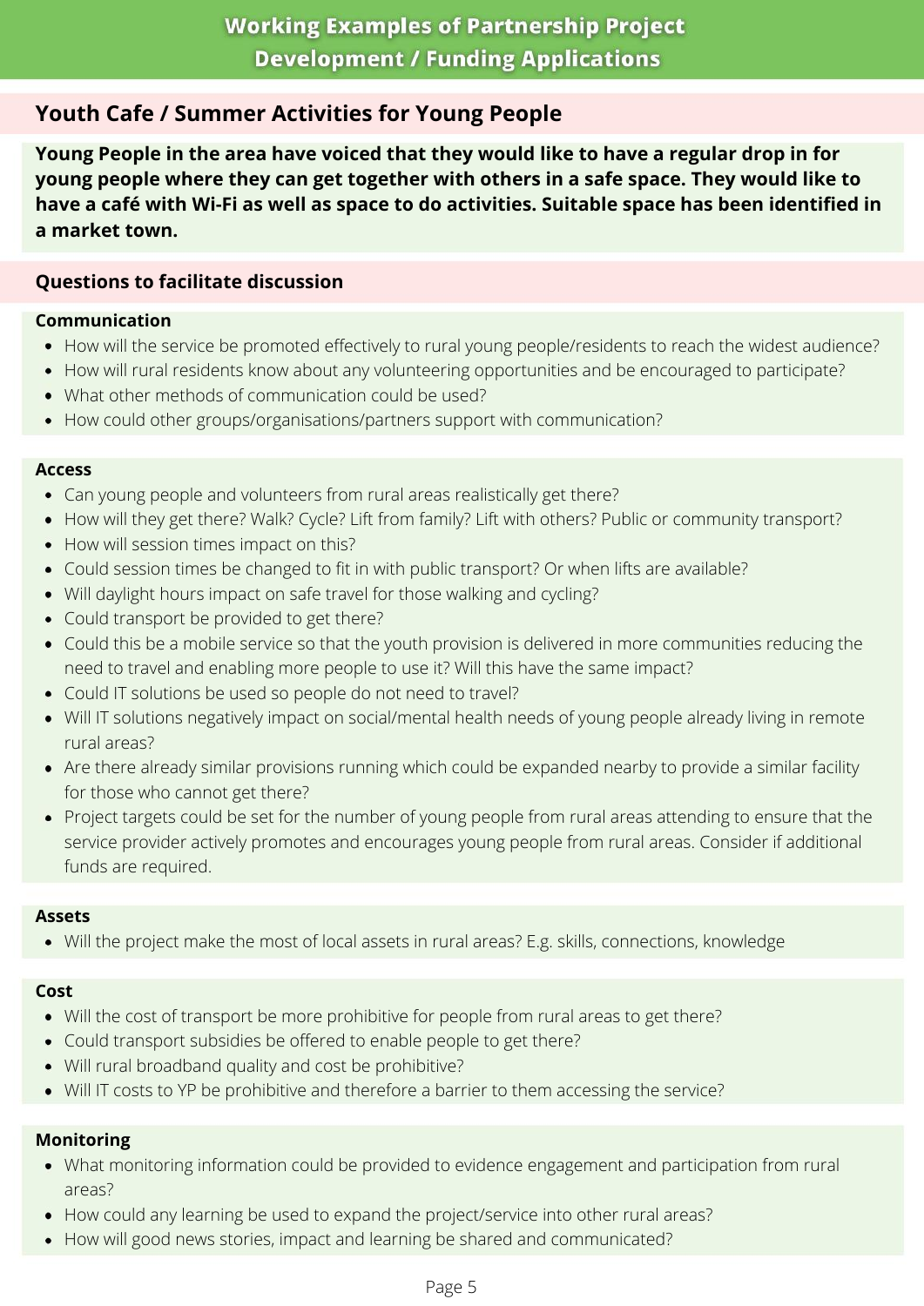# Working Examples of Partnership Project Development / Funding Applications

## Youth Cafe / Summer Activities for Young People

**Young People in the area have voiced that they would like to have a regular drop in for young people where they can get together with others in a safe space. They would like to have a café with Wi-Fi as well as space to do activities. Suitable space has been identified in a market town.**

## Questions to facilitate discussion

### Communication

- How will the service be promoted effectively to rural young people/residents to reach the widest audience?
- How will rural residents know about any volunteering opportunities and be encouraged to participate?
- What other methods of communication could be used?
- How could other groups/organisations/partners support with communication?

### Access

- Can young people and volunteers from rural areas realistically get there?
- How will they get there? Walk? Cycle? Lift from family? Lift with others? Public or community transport?
- How will session times impact on this?
- Could session times be changed to fit in with public transport? Or when lifts are available?
- Will daylight hours impact on safe travel for those walking and cycling?
- Could transport be provided to get there?
- Could this be a mobile service so that the youth provision is delivered in more communities reducing the need to travel and enabling more people to use it? Will this have the same impact?
- Could IT solutions be used so people do not need to travel?
- Will IT solutions negatively impact on social/mental health needs of young people already living in remote rural areas?
- Are there already similar provisions running which could be expanded nearby to provide a similar facility for those who cannot get there?
- Project targets could be set for the number of young people from rural areas attending to ensure that the service provider actively promotes and encourages young people from rural areas. Consider if additional funds are required.

### Assets

- Will the project make the most of local assets in rural areas? E.g. skills, connections, knowledge

### Cost

- Will the cost of transport be more prohibitive for people from rural areas to get there?
- Could transport subsidies be offered to enable people to get there?
- Will rural broadband quality and cost be prohibitive?
- Will IT costs to YP be prohibitive and therefore a barrier to them accessing the service?

### Monitoring

- What monitoring information could be provided to evidence engagement and participation from rural areas?
- How could any learning be used to expand the project/service into other rural areas?
- How will good news stories, impact and learning be shared and communicated?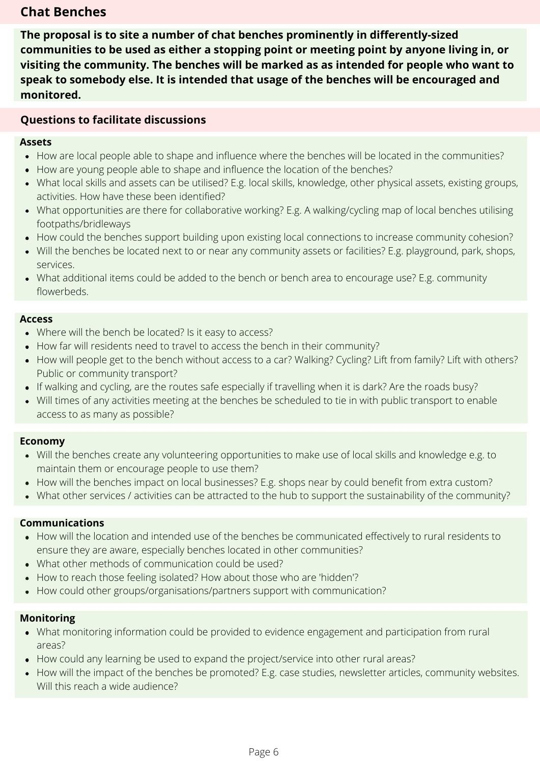## Chat Benches

**The proposal is to site a number of chat benches prominently in differently-sized communities to be used as either a stopping point or meeting point by anyone living in, or visiting the community. The benches will be marked as as intended for people who want to speak to somebody else. It is intended that usage of the benches will be encouraged and monitored.**

## Questions to facilitate discussions

### Assets

- How are local people able to shape and influence where the benches will be located in the communities?
- How are young people able to shape and influence the location of the benches?
- What local skills and assets can be utilised? E.g. local skills, knowledge, other physical assets, existing groups, activities. How have these been identified?
- What opportunities are there for collaborative working? E.g. A walking/cycling map of local benches utilising footpaths/bridleways
- How could the benches support building upon existing local connections to increase community cohesion?
- Will the benches be located next to or near any community assets or facilities? E.g. playground, park, shops, services.
- What additional items could be added to the bench or bench area to encourage use? E.g. community flowerbeds.

### Access

- Where will the bench be located? Is it easy to access?
- How far will residents need to travel to access the bench in their community?
- How will people get to the bench without access to a car? Walking? Cycling? Lift from family? Lift with others? Public or community transport?
- If walking and cycling, are the routes safe especially if travelling when it is dark? Are the roads busy?
- Will times of any activities meeting at the benches be scheduled to tie in with public transport to enable access to as many as possible?

### Economy

- Will the benches create any volunteering opportunities to make use of local skills and knowledge e.g. to maintain them or encourage people to use them?
- How will the benches impact on local businesses? E.g. shops near by could benefit from extra custom?
- What other services / activities can be attracted to the hub to support the sustainability of the community?

### Communications

- How will the location and intended use of the benches be communicated effectively to rural residents to ensure they are aware, especially benches located in other communities?
- What other methods of communication could be used?
- How to reach those feeling isolated? How about those who are 'hidden'?
- How could other groups/organisations/partners support with communication?

### Monitoring

- What monitoring information could be provided to evidence engagement and participation from rural areas?
- How could any learning be used to expand the project/service into other rural areas?
- How will the impact of the benches be promoted? E.g. case studies, newsletter articles, community websites. Will this reach a wide audience?